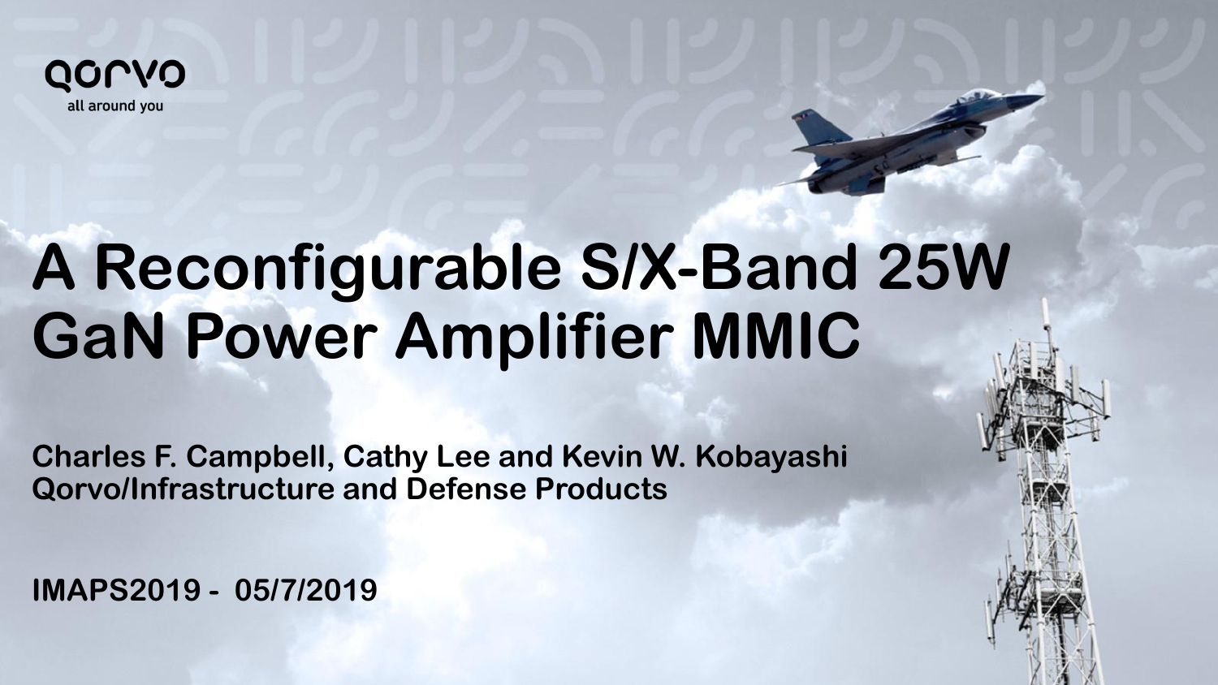qorvo

all around you

# A Reconfigurable S/X-Band 25W GaN Power Amplifier MMIC

**Charles F. Campbell, Cathy Lee and Kevin W. Kobayashi**
**Qorvo/Infrastructure and Defense Products**

**IMAPS2019 - 05/7/2019**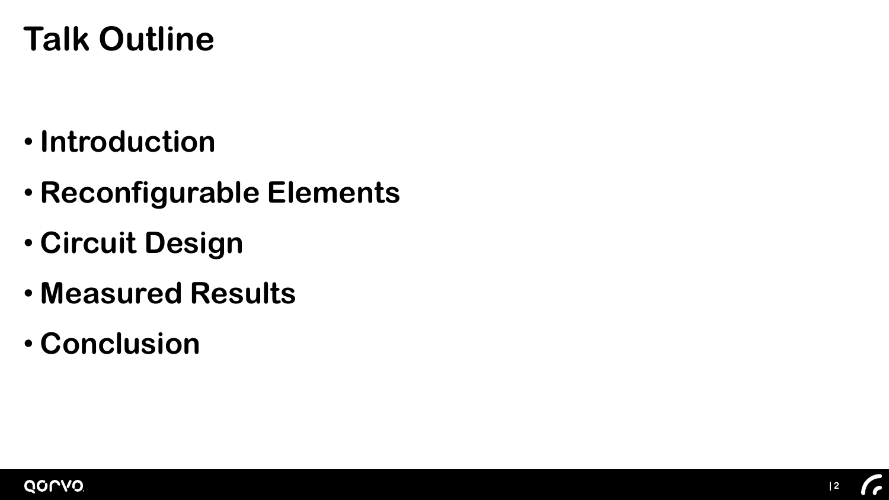# Talk Outline

- **Introduction**
- **Reconfigurable Elements**
- **Circuit Design**
- **Measured Results**
- **Conclusion**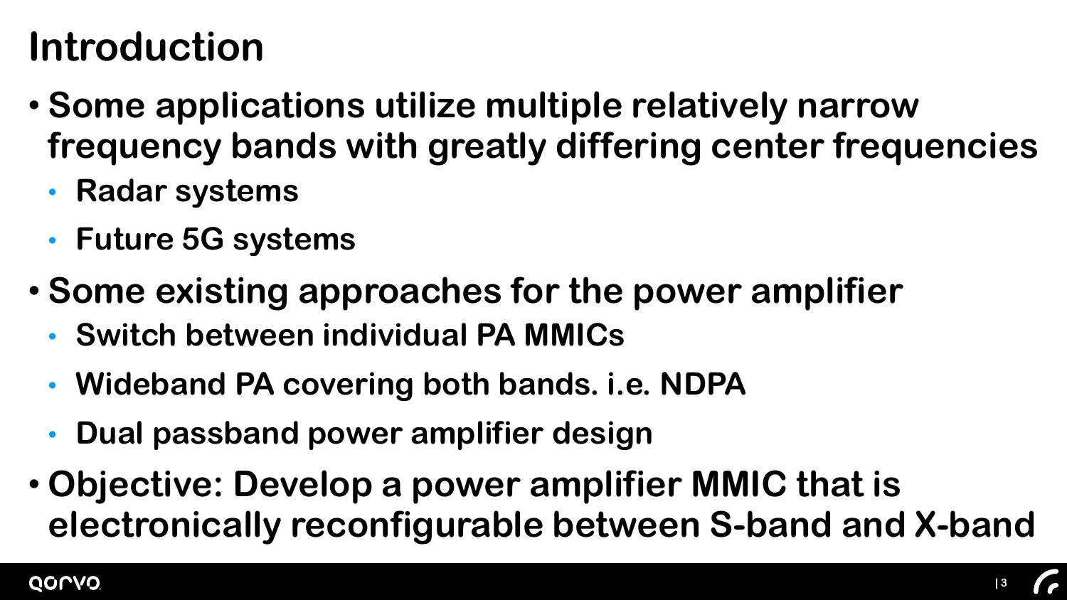# Introduction

- Some applications utilize multiple relatively narrow frequency bands with greatly differing center frequencies
  - Radar systems
  - Future 5G systems
- Some existing approaches for the power amplifier
  - Switch between individual PA MMICs
  - Wideband PA covering both bands. i.e. NDPA
  - Dual passband power amplifier design
- Objective: Develop a power amplifier MMIC that is electronically reconfigurable between S-band and X-band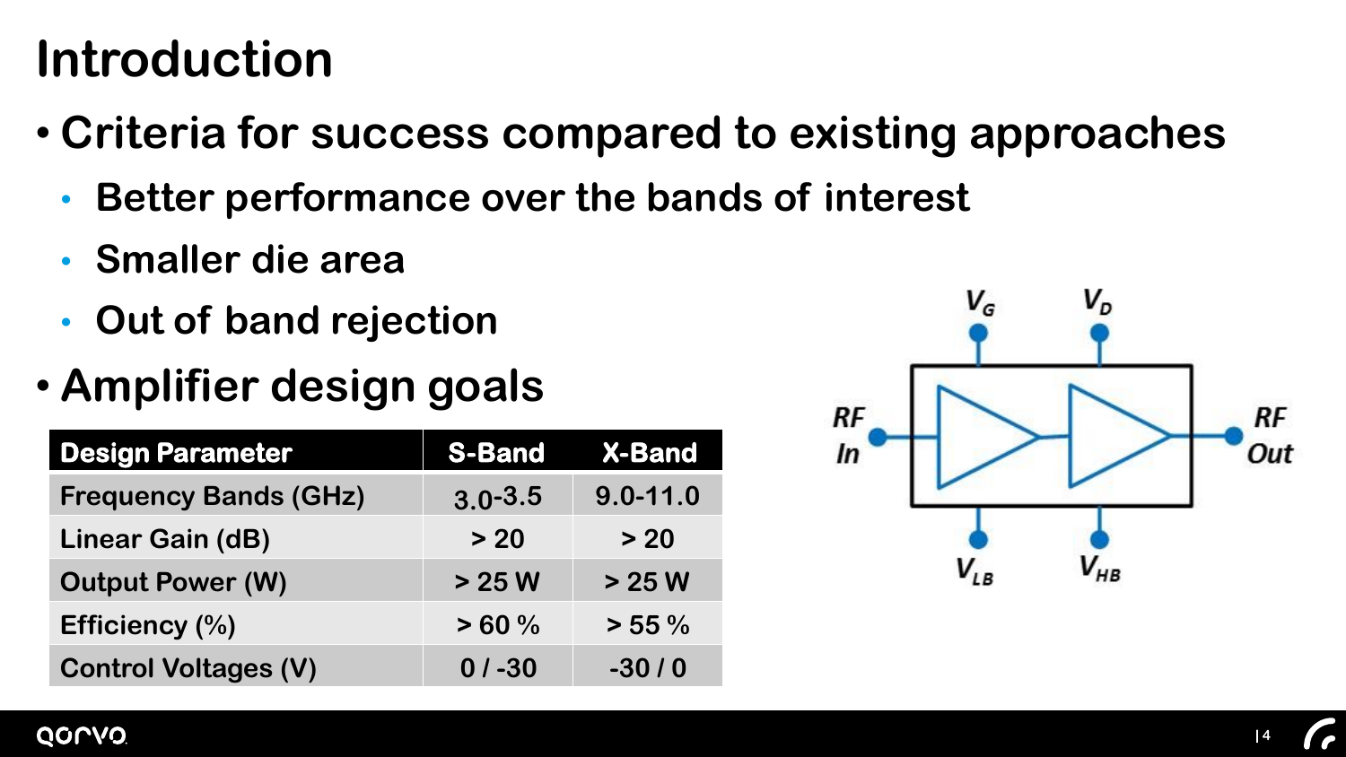# Introduction

- **Criteria for success compared to existing approaches**
  - **Better performance over the bands of interest**
  - **Smaller die area**
  - **Out of band rejection**
- **Amplifier design goals**

| Design Parameter | S-Band | X-Band |
|---|---|---|
| Frequency Bands (GHz) | 3.0-3.5 | 9.0-11.0 |
| Linear Gain (dB) | > 20 | > 20 |
| Output Power (W) | > 25 W | > 25 W |
| Efficiency (%) | > 60 % | > 55 % |
| Control Voltages (V) | 0 / -30 | -30 / 0 |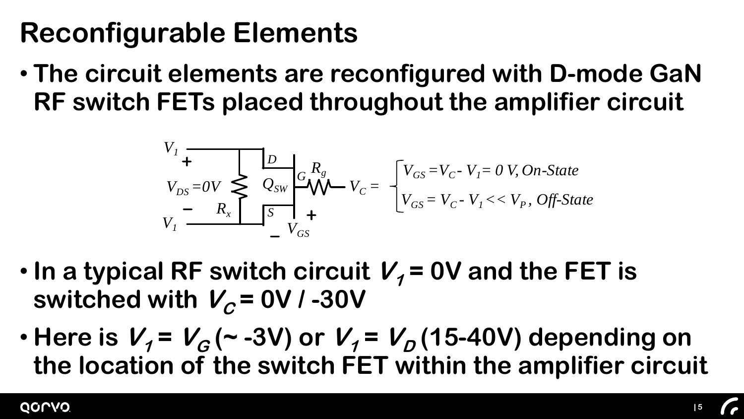# Reconfigurable Elements

- **The circuit elements are reconfigured with D-mode GaN RF switch FETs placed throughout the amplifier circuit**

$$V_C = \begin{cases} V_{GS} = V_C - V_1 = 0\ V, \textit{On-State} \\ V_{GS} = V_C - V_1 << V_P\ , \textit{Off-State} \end{cases}$$

- **In a typical RF switch circuit $V_1$ = 0V and the FET is switched with $V_C$ = 0V / -30V**
- **Here is $V_1 = V_G$ (~ -3V) or $V_1 = V_D$ (15-40V) depending on the location of the switch FET within the amplifier circuit**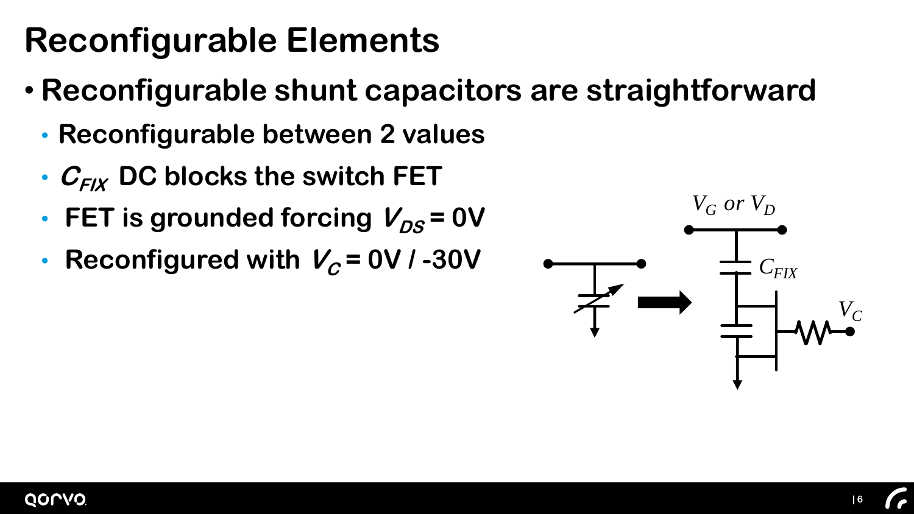# Reconfigurable Elements

- **Reconfigurable shunt capacitors are straightforward**
  - **Reconfigurable between 2 values**
  - **$C_{FIX}$ DC blocks the switch FET**
  - **FET is grounded forcing $V_{DS} = 0V$**
  - **Reconfigured with $V_C = 0V$ / $-30V$**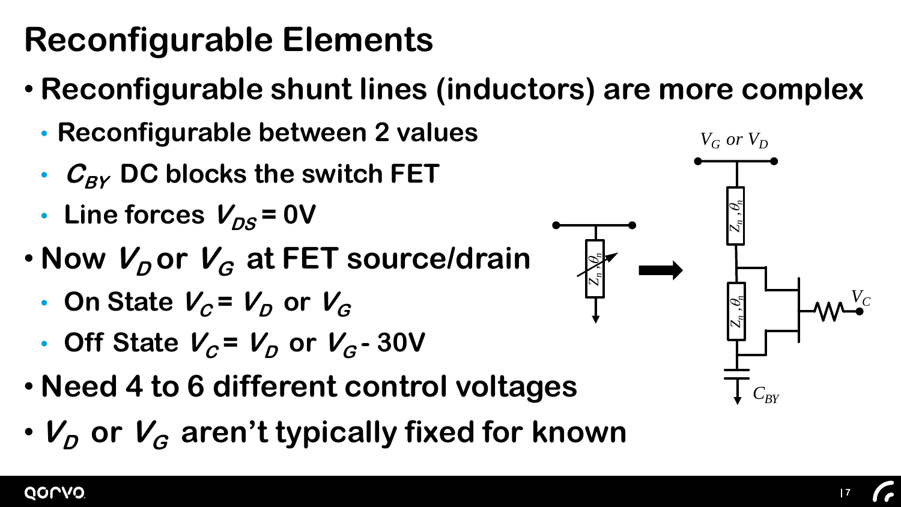# Reconfigurable Elements

- **Reconfigurable shunt lines (inductors) are more complex**
  - **Reconfigurable between 2 values**
  - **$C_{BY}$ DC blocks the switch FET**
  - **Line forces $V_{DS}$ = 0V**
- **Now $V_D$ or $V_G$ at FET source/drain**
  - **On State $V_C$ = $V_D$ or $V_G$**
  - **Off State $V_C$ = $V_D$ or $V_G$ - 30V**
- **Need 4 to 6 different control voltages**
- **$V_D$ or $V_G$ aren't typically fixed for known**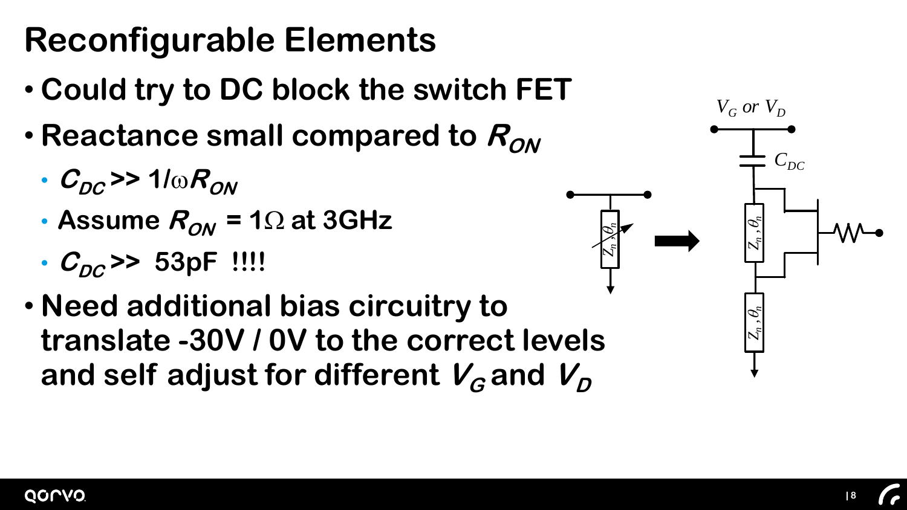# Reconfigurable Elements

- Could try to DC block the switch FET
- Reactance small compared to $R_{ON}$
  - $C_{DC} >> 1/\omega R_{ON}$
  - Assume $R_{ON} = 1\Omega$ at 3GHz
  - $C_{DC} >>$ 53pF !!!!
- Need additional bias circuitry to translate -30V / 0V to the correct levels and self adjust for different $V_G$ and $V_D$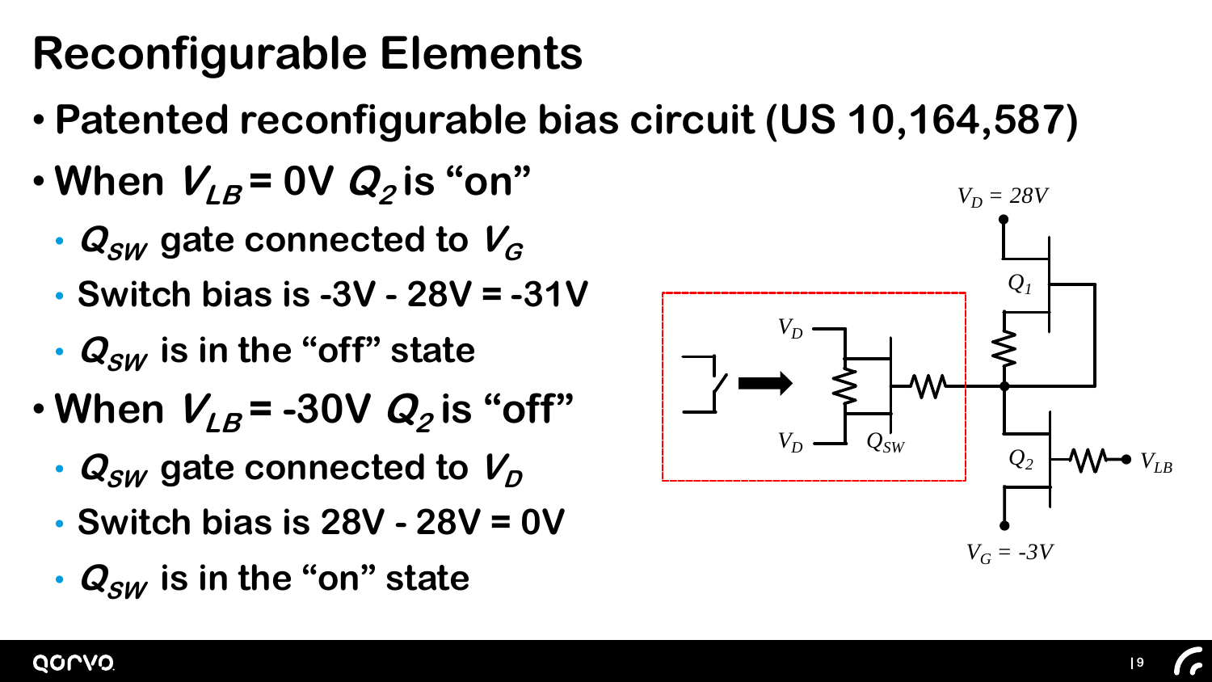# Reconfigurable Elements

- Patented reconfigurable bias circuit (US 10,164,587)
- When $V_{LB}$ = 0V $Q_2$ is "on"
  - $Q_{SW}$ gate connected to $V_G$
  - Switch bias is -3V - 28V = -31V
  - $Q_{SW}$ is in the "off" state
- When $V_{LB}$ = -30V $Q_2$ is "off"
  - $Q_{SW}$ gate connected to $V_D$
  - Switch bias is 28V - 28V = 0V
  - $Q_{SW}$ is in the "on" state

$V_D = 28V$

$Q_1$

$V_D$

$V_D$

$Q_{SW}$

$Q_2$

$V_{LB}$

$V_G = -3V$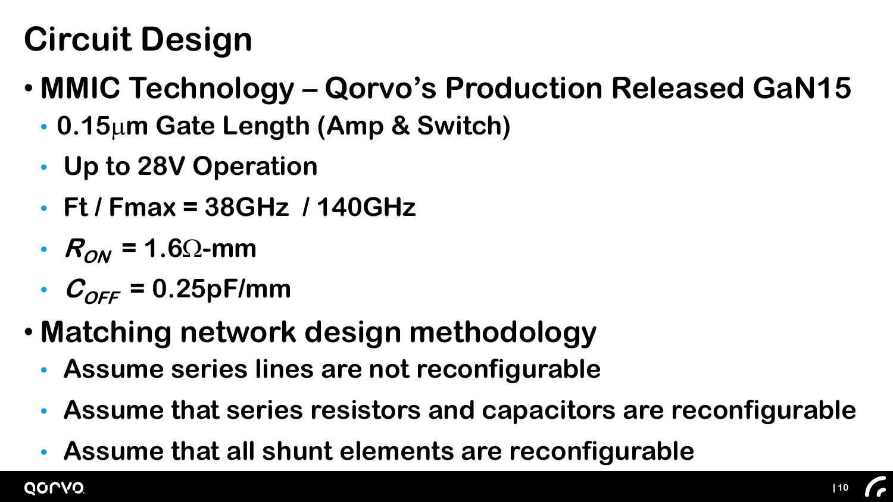# Circuit Design

- **MMIC Technology – Qorvo's Production Released GaN15**
  - **0.15μm Gate Length (Amp & Switch)**
  - **Up to 28V Operation**
  - **Ft / Fmax = 38GHz / 140GHz**
  - $R_{ON}$ **= 1.6Ω-mm**
  - $C_{OFF}$ **= 0.25pF/mm**
- **Matching network design methodology**
  - **Assume series lines are not reconfigurable**
  - **Assume that series resistors and capacitors are reconfigurable**
  - **Assume that all shunt elements are reconfigurable**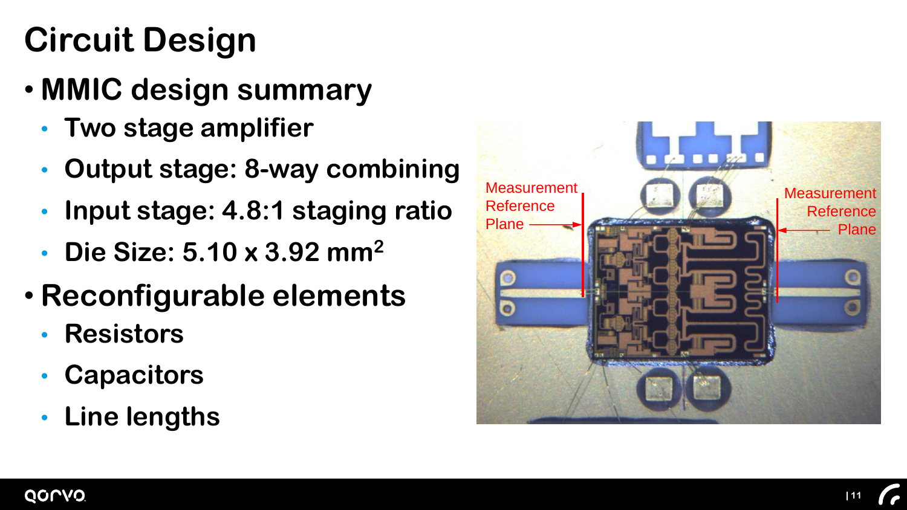# Circuit Design

- **MMIC design summary**
  - **Two stage amplifier**
  - **Output stage: 8-way combining**
  - **Input stage: 4.8:1 staging ratio**
  - **Die Size: 5.10 x 3.92 mm$^2$**
- **Reconfigurable elements**
  - **Resistors**
  - **Capacitors**
  - **Line lengths**

Measurement Reference Plane

Measurement Reference Plane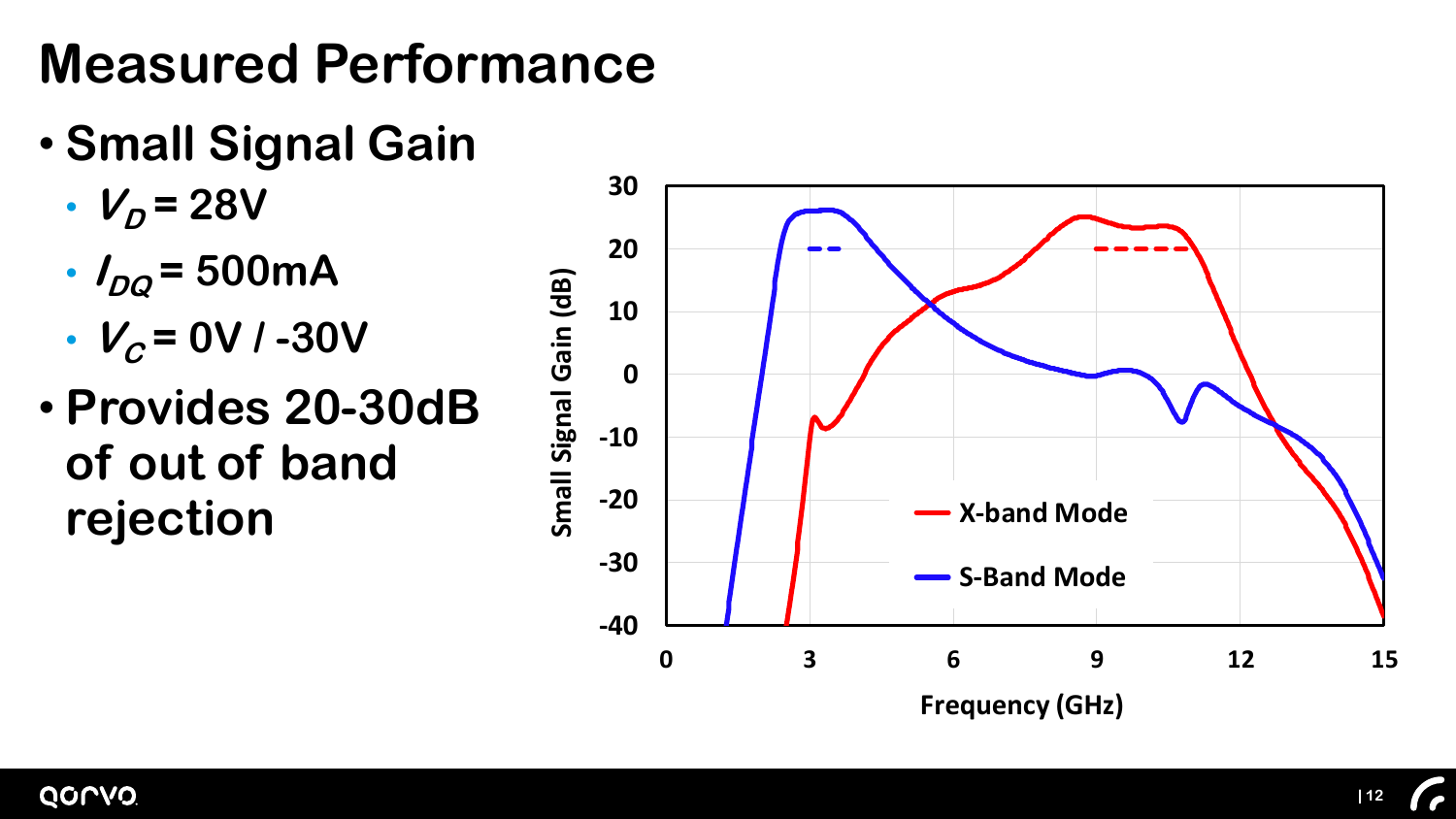# Measured Performance

- Small Signal Gain
  - $V_D$ = 28V
  - $I_{DQ}$ = 500mA
  - $V_C$ = 0V / -30V
- Provides 20-30dB of out of band rejection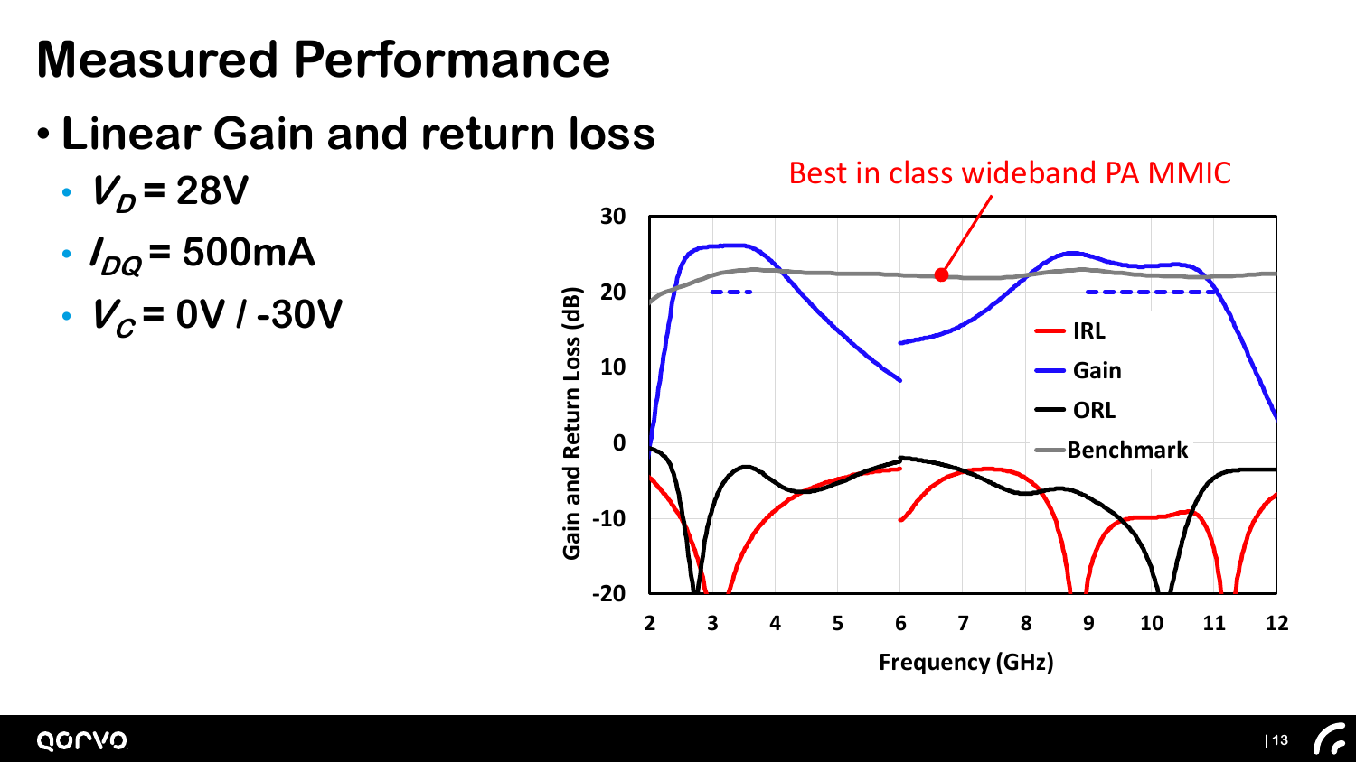# Measured Performance

- **Linear Gain and return loss**
  - $V_D$ **= 28V**
  - $I_{DQ}$ **= 500mA**
  - $V_C$ **= 0V / -30V**

Best in class wideband PA MMIC

Gain and Return Loss (dB)

Frequency (GHz)

IRL

Gain

ORL

Benchmark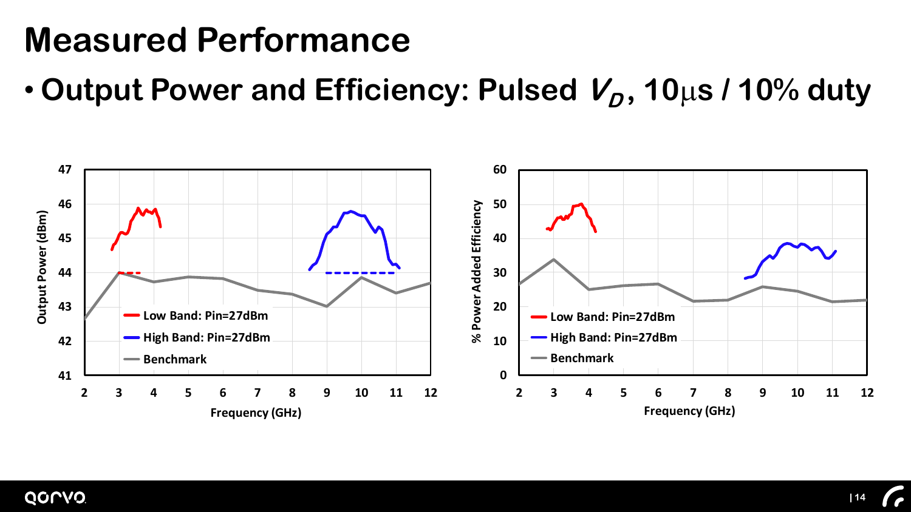# Measured Performance

- **Output Power and Efficiency: Pulsed $V_D$, 10μs / 10% duty**

Output Power (dBm) vs. Frequency (GHz)

- Low Band: Pin=27dBm
- High Band: Pin=27dBm
- Benchmark

% Power Added Efficiency vs. Frequency (GHz)

- Low Band: Pin=27dBm
- High Band: Pin=27dBm
- Benchmark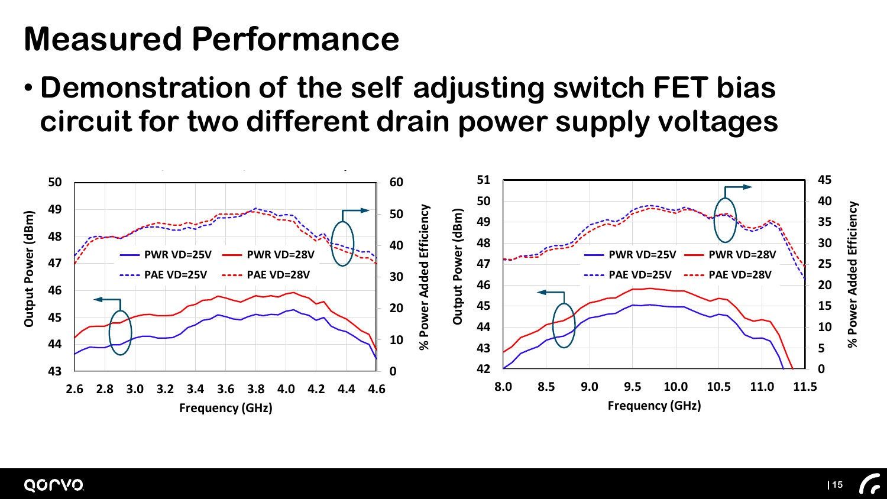# Measured Performance

- **Demonstration of the self adjusting switch FET bias circuit for two different drain power supply voltages**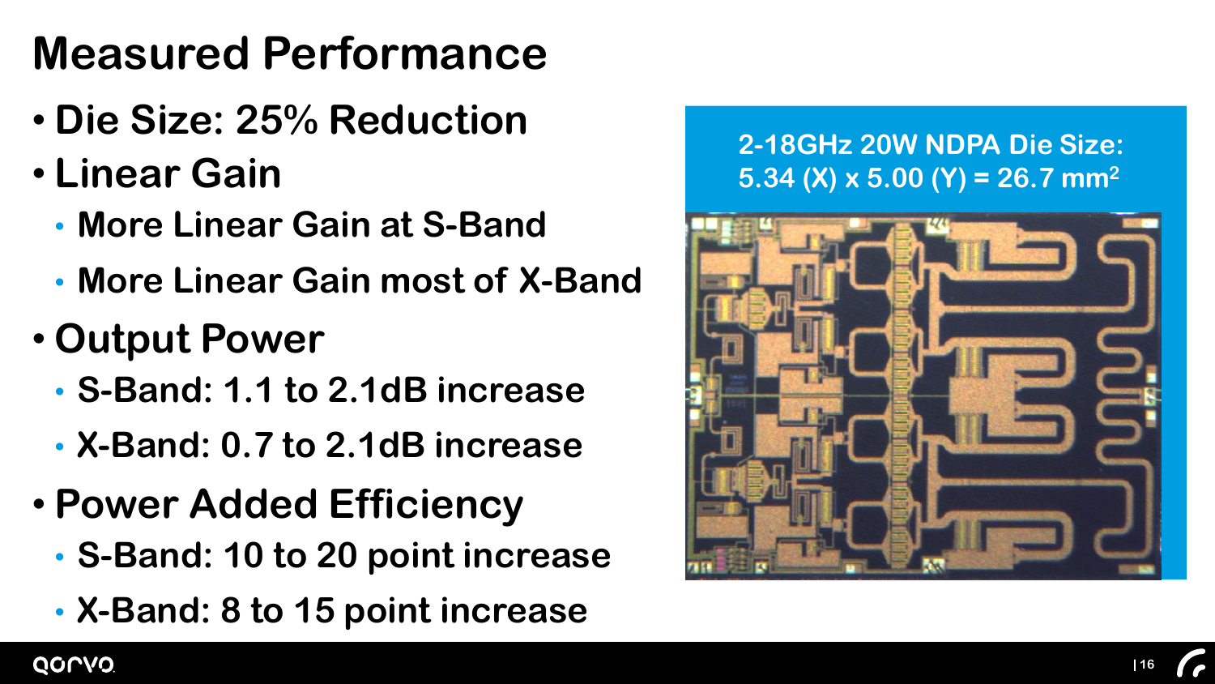# Measured Performance

- Die Size: 25% Reduction
- Linear Gain
  - More Linear Gain at S-Band
  - More Linear Gain most of X-Band
- Output Power
  - S-Band: 1.1 to 2.1dB increase
  - X-Band: 0.7 to 2.1dB increase
- Power Added Efficiency
  - S-Band: 10 to 20 point increase
  - X-Band: 8 to 15 point increase

2-18GHz 20W NDPA Die Size: 5.34 (X) x 5.00 (Y) = 26.7 $mm^2$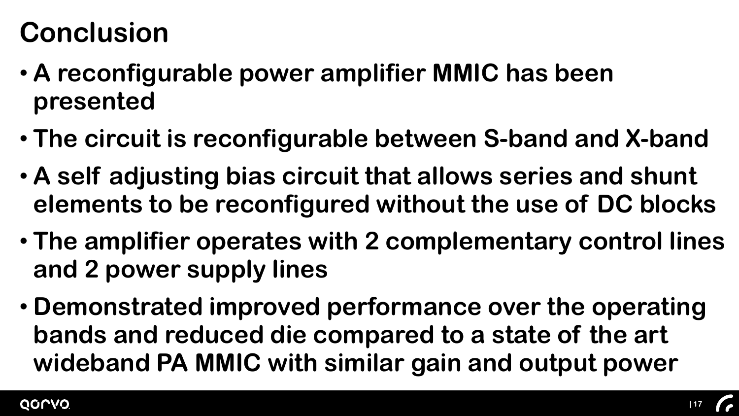# Conclusion

- A reconfigurable power amplifier MMIC has been presented
- The circuit is reconfigurable between S-band and X-band
- A self adjusting bias circuit that allows series and shunt elements to be reconfigured without the use of DC blocks
- The amplifier operates with 2 complementary control lines and 2 power supply lines
- Demonstrated improved performance over the operating bands and reduced die compared to a state of the art wideband PA MMIC with similar gain and output power